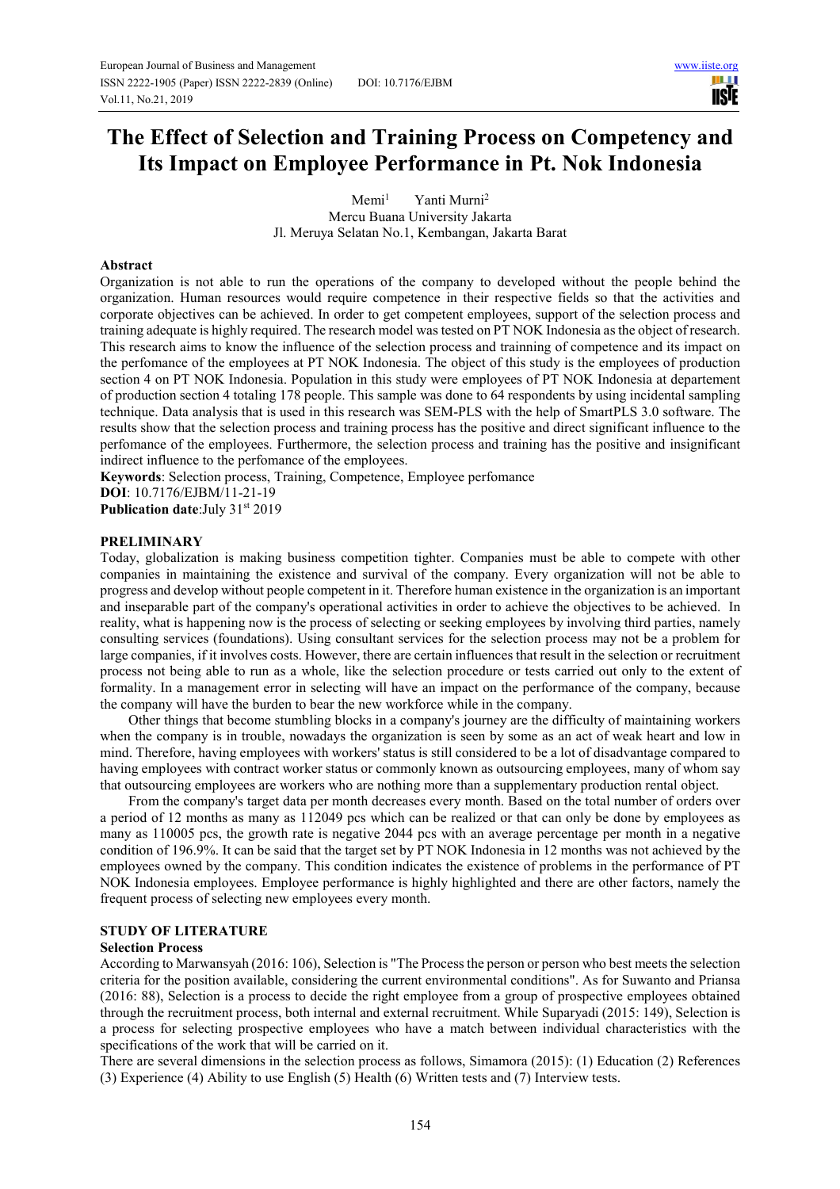# The Effect of Selection and Training Process on Competency and Its Impact on Employee Performance in Pt. Nok Indonesia

Memi[1] Yanti Murni[2]

Mercu Buana University Jakarta

Jl. Meruya Selatan No.1, Kembangan, Jakarta Barat

## Abstract

Organization is not able to run the operations of the company to developed without the people behind the organization. Human resources would require competence in their respective fields so that the activities and corporate objectives can be achieved. In order to get competent employees, support of the selection process and training adequate is highly required. The research model was tested on PT NOK Indonesia as the object of research. This research aims to know the influence of the selection process and trainning of competence and its impact on the perfomance of the employees at PT NOK Indonesia. The object of this study is the employees of production section 4 on PT NOK Indonesia. Population in this study were employees of PT NOK Indonesia at departement of production section 4 totaling 178 people. This sample was done to 64 respondents by using incidental sampling technique. Data analysis that is used in this research was SEM-PLS with the help of SmartPLS 3.0 software. The results show that the selection process and training process has the positive and direct significant influence to the perfomance of the employees. Furthermore, the selection process and training has the positive and insignificant indirect influence to the perfomance of the employees.

**Keywords**: Selection process, Training, Competence, Employee perfomance

**DOI**: 10.7176/EJBM/11-21-19

**Publication date**:July 31st 2019

## PRELIMINARY

Today, globalization is making business competition tighter. Companies must be able to compete with other companies in maintaining the existence and survival of the company. Every organization will not be able to progress and develop without people competent in it. Therefore human existence in the organization is an important and inseparable part of the company's operational activities in order to achieve the objectives to be achieved. In reality, what is happening now is the process of selecting or seeking employees by involving third parties, namely consulting services (foundations). Using consultant services for the selection process may not be a problem for large companies, if it involves costs. However, there are certain influences that result in the selection or recruitment process not being able to run as a whole, like the selection procedure or tests carried out only to the extent of formality. In a management error in selecting will have an impact on the performance of the company, because the company will have the burden to bear the new workforce while in the company.

Other things that become stumbling blocks in a company's journey are the difficulty of maintaining workers when the company is in trouble, nowadays the organization is seen by some as an act of weak heart and low in mind. Therefore, having employees with workers' status is still considered to be a lot of disadvantage compared to having employees with contract worker status or commonly known as outsourcing employees, many of whom say that outsourcing employees are workers who are nothing more than a supplementary production rental object.

From the company's target data per month decreases every month. Based on the total number of orders over a period of 12 months as many as 112049 pcs which can be realized or that can only be done by employees as many as 110005 pcs, the growth rate is negative 2044 pcs with an average percentage per month in a negative condition of 196.9%. It can be said that the target set by PT NOK Indonesia in 12 months was not achieved by the employees owned by the company. This condition indicates the existence of problems in the performance of PT NOK Indonesia employees. Employee performance is highly highlighted and there are other factors, namely the frequent process of selecting new employees every month.

## STUDY OF LITERATURE

### Selection Process

According to Marwansyah (2016: 106), Selection is "The Process the person or person who best meets the selection criteria for the position available, considering the current environmental conditions". As for Suwanto and Priansa (2016: 88), Selection is a process to decide the right employee from a group of prospective employees obtained through the recruitment process, both internal and external recruitment. While Suparyadi (2015: 149), Selection is a process for selecting prospective employees who have a match between individual characteristics with the specifications of the work that will be carried on it.

There are several dimensions in the selection process as follows, Simamora (2015): (1) Education (2) References (3) Experience (4) Ability to use English (5) Health (6) Written tests and (7) Interview tests.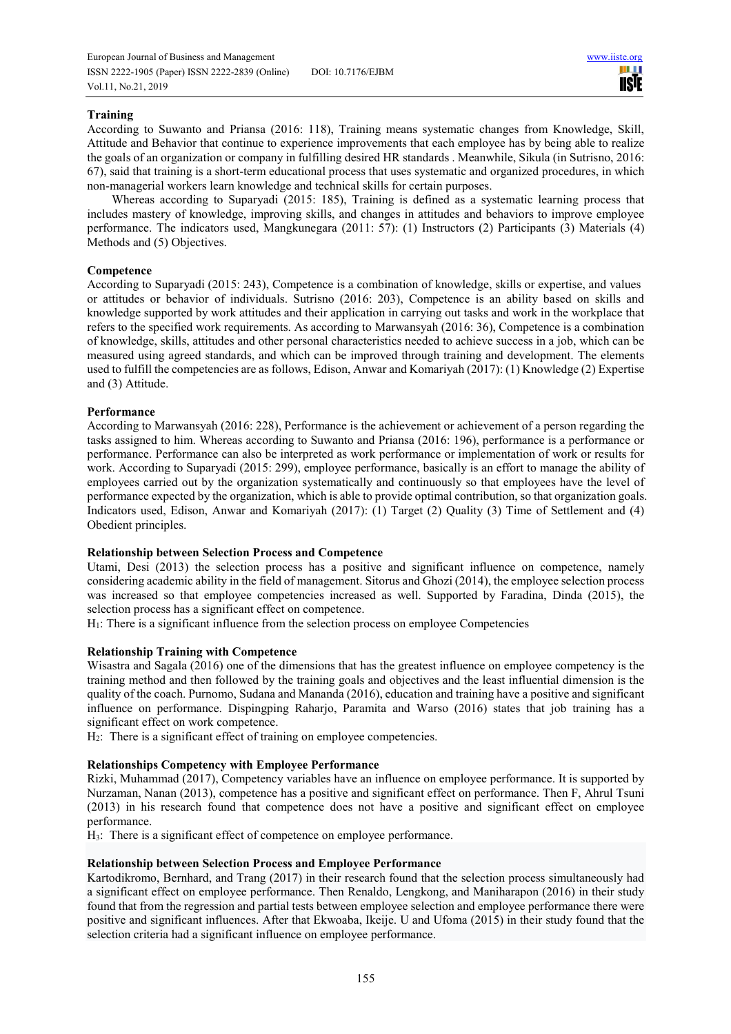**Training**

According to Suwanto and Priansa (2016: 118), Training means systematic changes from Knowledge, Skill, Attitude and Behavior that continue to experience improvements that each employee has by being able to realize the goals of an organization or company in fulfilling desired HR standards . Meanwhile, Sikula (in Sutrisno, 2016: 67), said that training is a short-term educational process that uses systematic and organized procedures, in which non-managerial workers learn knowledge and technical skills for certain purposes.

Whereas according to Suparyadi (2015: 185), Training is defined as a systematic learning process that includes mastery of knowledge, improving skills, and changes in attitudes and behaviors to improve employee performance. The indicators used, Mangkunegara (2011: 57): (1) Instructors (2) Participants (3) Materials (4) Methods and (5) Objectives.

**Competence**

According to Suparyadi (2015: 243), Competence is a combination of knowledge, skills or expertise, and values or attitudes or behavior of individuals. Sutrisno (2016: 203), Competence is an ability based on skills and knowledge supported by work attitudes and their application in carrying out tasks and work in the workplace that refers to the specified work requirements. As according to Marwansyah (2016: 36), Competence is a combination of knowledge, skills, attitudes and other personal characteristics needed to achieve success in a job, which can be measured using agreed standards, and which can be improved through training and development. The elements used to fulfill the competencies are as follows, Edison, Anwar and Komariyah (2017): (1) Knowledge (2) Expertise and (3) Attitude.

**Performance**

According to Marwansyah (2016: 228), Performance is the achievement or achievement of a person regarding the tasks assigned to him. Whereas according to Suwanto and Priansa (2016: 196), performance is a performance or performance. Performance can also be interpreted as work performance or implementation of work or results for work. According to Suparyadi (2015: 299), employee performance, basically is an effort to manage the ability of employees carried out by the organization systematically and continuously so that employees have the level of performance expected by the organization, which is able to provide optimal contribution, so that organization goals. Indicators used, Edison, Anwar and Komariyah (2017): (1) Target (2) Quality (3) Time of Settlement and (4) Obedient principles.

**Relationship between Selection Process and Competence**

Utami, Desi (2013) the selection process has a positive and significant influence on competence, namely considering academic ability in the field of management. Sitorus and Ghozi (2014), the employee selection process was increased so that employee competencies increased as well. Supported by Faradina, Dinda (2015), the selection process has a significant effect on competence.

$H_1$: There is a significant influence from the selection process on employee Competencies

**Relationship Training with Competence**

Wisastra and Sagala (2016) one of the dimensions that has the greatest influence on employee competency is the training method and then followed by the training goals and objectives and the least influential dimension is the quality of the coach. Purnomo, Sudana and Mananda (2016), education and training have a positive and significant influence on performance. Dispingping Raharjo, Paramita and Warso (2016) states that job training has a significant effect on work competence.

$H_2$: There is a significant effect of training on employee competencies.

**Relationships Competency with Employee Performance**

Rizki, Muhammad (2017), Competency variables have an influence on employee performance. It is supported by Nurzaman, Nanan (2013), competence has a positive and significant effect on performance. Then F, Ahrul Tsuni (2013) in his research found that competence does not have a positive and significant effect on employee performance.

$H_3$: There is a significant effect of competence on employee performance.

**Relationship between Selection Process and Employee Performance**

Kartodikromo, Bernhard, and Trang (2017) in their research found that the selection process simultaneously had a significant effect on employee performance. Then Renaldo, Lengkong, and Maniharapon (2016) in their study found that from the regression and partial tests between employee selection and employee performance there were positive and significant influences. After that Ekwoaba, Ikeije. U and Ufoma (2015) in their study found that the selection criteria had a significant influence on employee performance.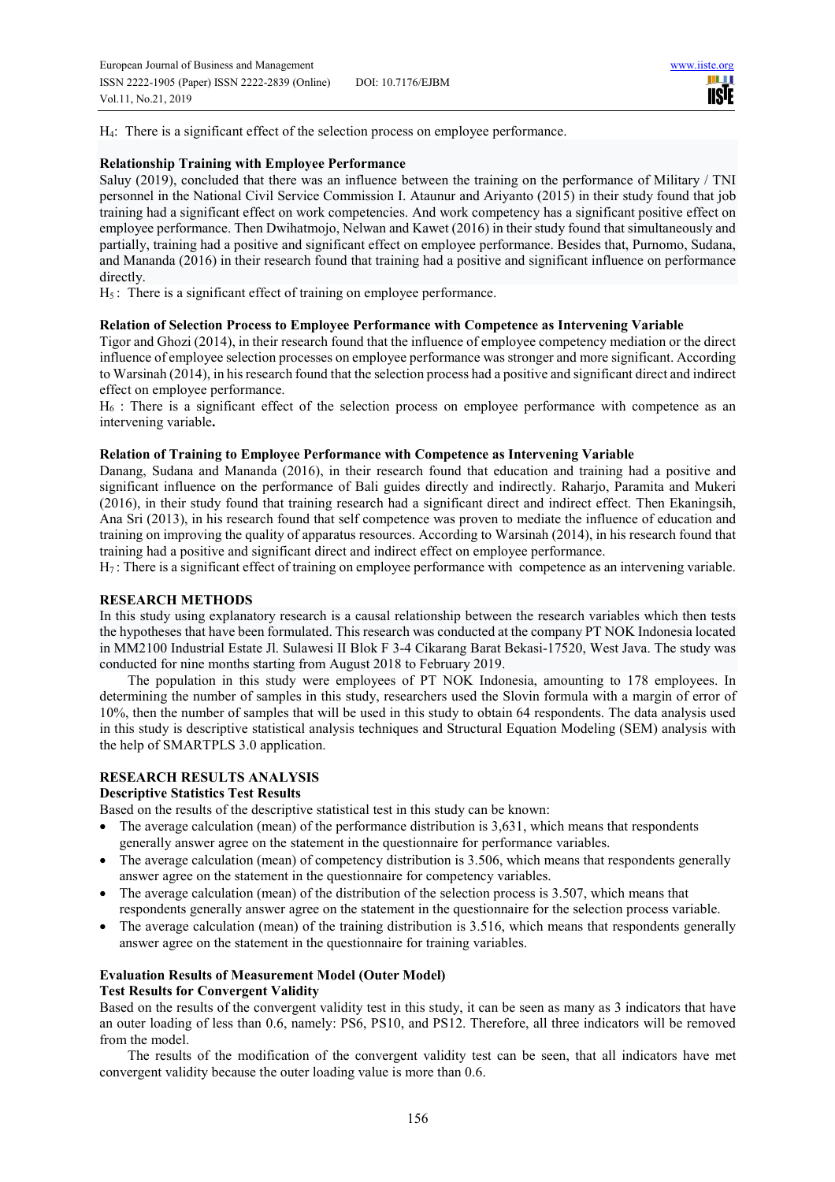$H_4$: There is a significant effect of the selection process on employee performance.

**Relationship Training with Employee Performance**

Saluy (2019), concluded that there was an influence between the training on the performance of Military / TNI personnel in the National Civil Service Commission I. Ataunur and Ariyanto (2015) in their study found that job training had a significant effect on work competencies. And work competency has a significant positive effect on employee performance. Then Dwihatmojo, Nelwan and Kawet (2016) in their study found that simultaneously and partially, training had a positive and significant effect on employee performance. Besides that, Purnomo, Sudana, and Mananda (2016) in their research found that training had a positive and significant influence on performance directly.

$H_5$ : There is a significant effect of training on employee performance.

**Relation of Selection Process to Employee Performance with Competence as Intervening Variable**

Tigor and Ghozi (2014), in their research found that the influence of employee competency mediation or the direct influence of employee selection processes on employee performance was stronger and more significant. According to Warsinah (2014), in his research found that the selection process had a positive and significant direct and indirect effect on employee performance.

$H_6$ : There is a significant effect of the selection process on employee performance with competence as an intervening variable**.**

**Relation of Training to Employee Performance with Competence as Intervening Variable**

Danang, Sudana and Mananda (2016), in their research found that education and training had a positive and significant influence on the performance of Bali guides directly and indirectly. Raharjo, Paramita and Mukeri (2016), in their study found that training research had a significant direct and indirect effect. Then Ekaningsih, Ana Sri (2013), in his research found that self competence was proven to mediate the influence of education and training on improving the quality of apparatus resources. According to Warsinah (2014), in his research found that training had a positive and significant direct and indirect effect on employee performance.

$H_7$ : There is a significant effect of training on employee performance with competence as an intervening variable.

## RESEARCH METHODS

In this study using explanatory research is a causal relationship between the research variables which then tests the hypotheses that have been formulated. This research was conducted at the company PT NOK Indonesia located in MM2100 Industrial Estate Jl. Sulawesi II Blok F 3-4 Cikarang Barat Bekasi-17520, West Java. The study was conducted for nine months starting from August 2018 to February 2019.

The population in this study were employees of PT NOK Indonesia, amounting to 178 employees. In determining the number of samples in this study, researchers used the Slovin formula with a margin of error of 10%, then the number of samples that will be used in this study to obtain 64 respondents. The data analysis used in this study is descriptive statistical analysis techniques and Structural Equation Modeling (SEM) analysis with the help of SMARTPLS 3.0 application.

## RESEARCH RESULTS ANALYSIS

### Descriptive Statistics Test Results

Based on the results of the descriptive statistical test in this study can be known:

- The average calculation (mean) of the performance distribution is 3,631, which means that respondents generally answer agree on the statement in the questionnaire for performance variables.
- The average calculation (mean) of competency distribution is 3.506, which means that respondents generally answer agree on the statement in the questionnaire for competency variables.
- The average calculation (mean) of the distribution of the selection process is 3.507, which means that respondents generally answer agree on the statement in the questionnaire for the selection process variable.
- The average calculation (mean) of the training distribution is 3.516, which means that respondents generally answer agree on the statement in the questionnaire for training variables.

### Evaluation Results of Measurement Model (Outer Model)

**Test Results for Convergent Validity**

Based on the results of the convergent validity test in this study, it can be seen as many as 3 indicators that have an outer loading of less than 0.6, namely: PS6, PS10, and PS12. Therefore, all three indicators will be removed from the model.

The results of the modification of the convergent validity test can be seen, that all indicators have met convergent validity because the outer loading value is more than 0.6.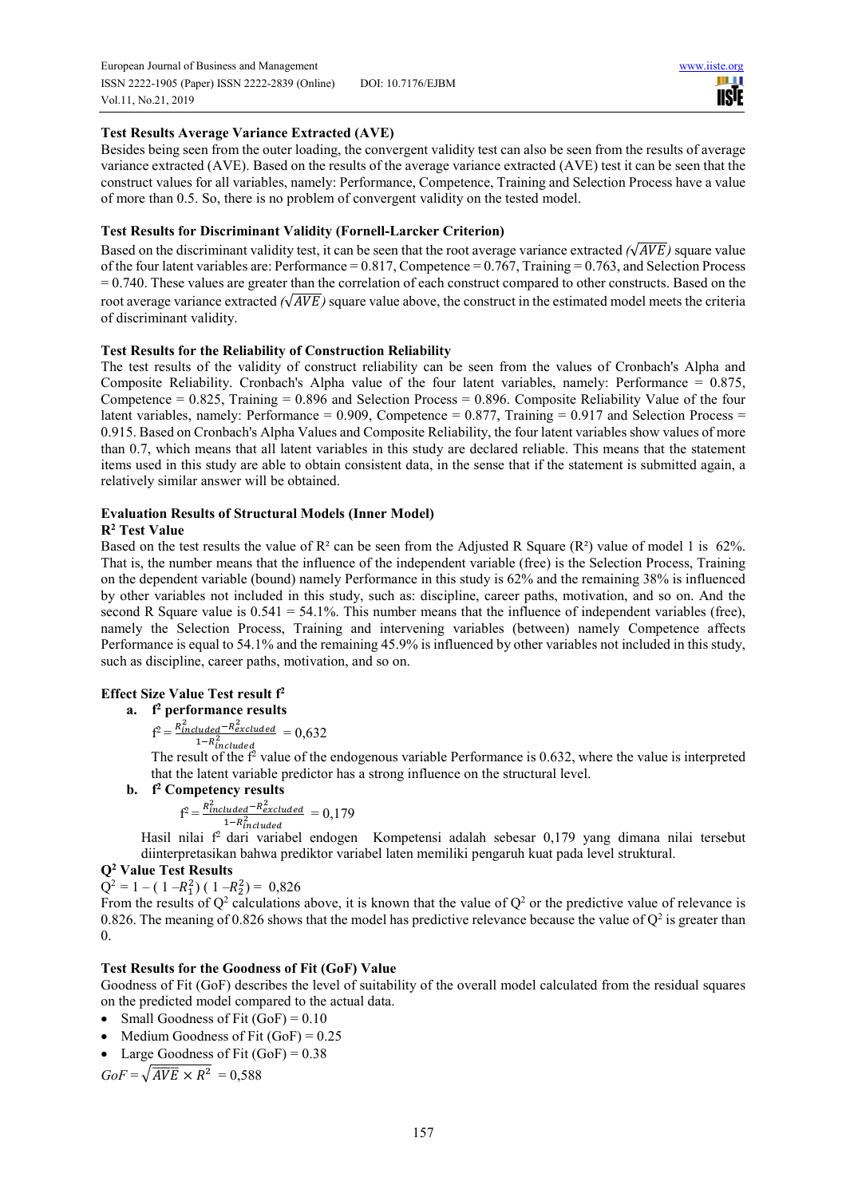**Test Results Average Variance Extracted (AVE)**

Besides being seen from the outer loading, the convergent validity test can also be seen from the results of average variance extracted (AVE). Based on the results of the average variance extracted (AVE) test it can be seen that the construct values for all variables, namely: Performance, Competence, Training and Selection Process have a value of more than 0.5. So, there is no problem of convergent validity on the tested model.

**Test Results for Discriminant Validity (Fornell-Larcker Criterion)**

Based on the discriminant validity test, it can be seen that the root average variance extracted *($\sqrt{AVE}$)* square value of the four latent variables are: Performance = 0.817, Competence = 0.767, Training = 0.763, and Selection Process = 0.740. These values are greater than the correlation of each construct compared to other constructs. Based on the root average variance extracted *($\sqrt{AVE}$)* square value above, the construct in the estimated model meets the criteria of discriminant validity.

**Test Results for the Reliability of Construction Reliability**

The test results of the validity of construct reliability can be seen from the values of Cronbach's Alpha and Composite Reliability. Cronbach's Alpha value of the four latent variables, namely: Performance = 0.875, Competence = 0.825, Training = 0.896 and Selection Process = 0.896. Composite Reliability Value of the four latent variables, namely: Performance = 0.909, Competence = 0.877, Training = 0.917 and Selection Process = 0.915. Based on Cronbach's Alpha Values and Composite Reliability, the four latent variables show values of more than 0.7, which means that all latent variables in this study are declared reliable. This means that the statement items used in this study are able to obtain consistent data, in the sense that if the statement is submitted again, a relatively similar answer will be obtained.

**Evaluation Results of Structural Models (Inner Model)**

**$R^2$ Test Value**

Based on the test results the value of $R^2$ can be seen from the Adjusted R Square ($R^2$) value of model 1 is 62%. That is, the number means that the influence of the independent variable (free) is the Selection Process, Training on the dependent variable (bound) namely Performance in this study is 62% and the remaining 38% is influenced by other variables not included in this study, such as: discipline, career paths, motivation, and so on. And the second R Square value is 0.541 = 54.1%. This number means that the influence of independent variables (free), namely the Selection Process, Training and intervening variables (between) namely Competence affects Performance is equal to 54.1% and the remaining 45.9% is influenced by other variables not included in this study, such as discipline, career paths, motivation, and so on.

**Effect Size Value Test result $f^2$**

a. **$f^2$ performance results**

$$f^2 = \frac{R^2_{included} - R^2_{excluded}}{1 - R^2_{included}} = 0{,}632$$

The result of the $f^2$ value of the endogenous variable Performance is 0.632, where the value is interpreted that the latent variable predictor has a strong influence on the structural level.

b. **$f^2$ Competency results**

$$f^2 = \frac{R^2_{included} - R^2_{excluded}}{1 - R^2_{included}} = 0{,}179$$

Hasil nilai $f^2$ dari variabel endogen Kompetensi adalah sebesar 0,179 yang dimana nilai tersebut diinterpretasikan bahwa prediktor variabel laten memiliki pengaruh kuat pada level struktural.

**$Q^2$ Value Test Results**

$$Q^2 = 1 - (1 - R_1^2)(1 - R_2^2) = 0{,}826$$

From the results of $Q^2$ calculations above, it is known that the value of $Q^2$ or the predictive value of relevance is 0.826. The meaning of 0.826 shows that the model has predictive relevance because the value of $Q^2$ is greater than 0.

**Test Results for the Goodness of Fit (GoF) Value**

Goodness of Fit (GoF) describes the level of suitability of the overall model calculated from the residual squares on the predicted model compared to the actual data.

- Small Goodness of Fit (GoF) = 0.10
- Medium Goodness of Fit (GoF) = 0.25
- Large Goodness of Fit (GoF) = 0.38

$$GoF = \sqrt{\overline{AVE} \times \overline{R^2}} = 0{,}588$$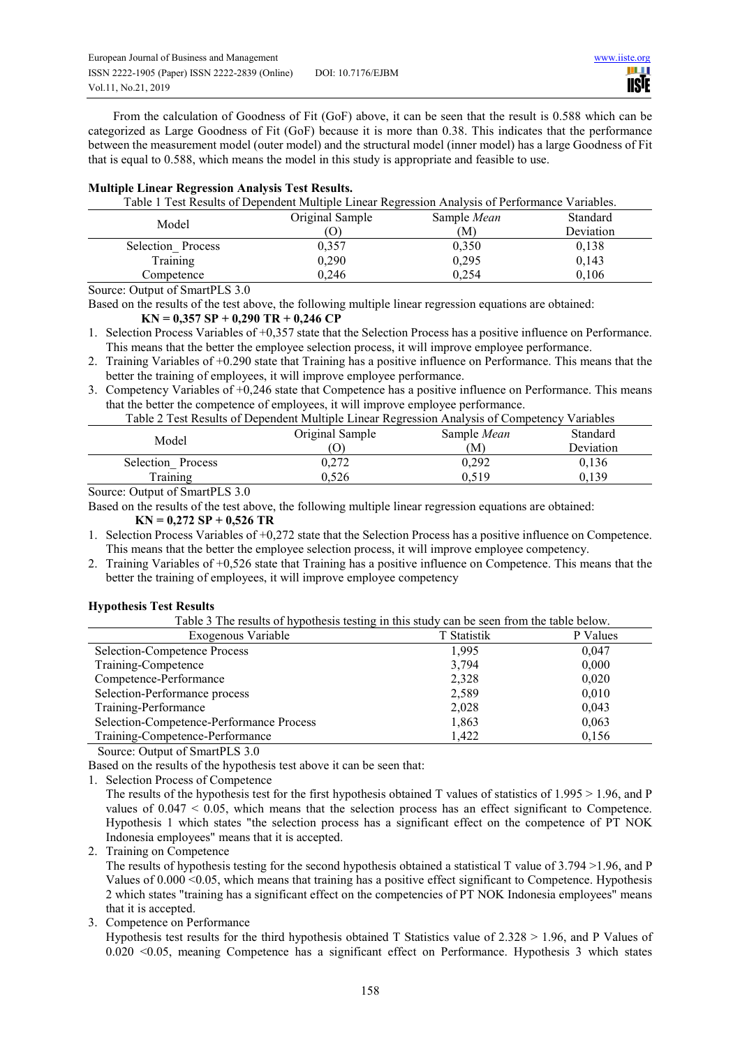From the calculation of Goodness of Fit (GoF) above, it can be seen that the result is 0.588 which can be categorized as Large Goodness of Fit (GoF) because it is more than 0.38. This indicates that the performance between the measurement model (outer model) and the structural model (inner model) has a large Goodness of Fit that is equal to 0.588, which means the model in this study is appropriate and feasible to use.

**Multiple Linear Regression Analysis Test Results.**

Table 1 Test Results of Dependent Multiple Linear Regression Analysis of Performance Variables.

| Model | Original Sample (O) | Sample *Mean* (M) | Standard Deviation |
|---|---|---|---|
| Selection_ Process | 0,357 | 0,350 | 0,138 |
| Training | 0,290 | 0,295 | 0,143 |
| Competence | 0,246 | 0,254 | 0,106 |

Source: Output of SmartPLS 3.0

Based on the results of the test above, the following multiple linear regression equations are obtained:

**KN = 0,357 SP + 0,290 TR + 0,246 CP**

1. Selection Process Variables of +0,357 state that the Selection Process has a positive influence on Performance. This means that the better the employee selection process, it will improve employee performance.
2. Training Variables of +0.290 state that Training has a positive influence on Performance. This means that the better the training of employees, it will improve employee performance.
3. Competency Variables of +0,246 state that Competence has a positive influence on Performance. This means that the better the competence of employees, it will improve employee performance.

Table 2 Test Results of Dependent Multiple Linear Regression Analysis of Competency Variables

| Model | Original Sample (O) | Sample *Mean* (M) | Standard Deviation |
|---|---|---|---|
| Selection_ Process | 0,272 | 0,292 | 0,136 |
| Training | 0,526 | 0,519 | 0,139 |

Source: Output of SmartPLS 3.0

Based on the results of the test above, the following multiple linear regression equations are obtained:

**KN = 0,272 SP + 0,526 TR**

1. Selection Process Variables of +0,272 state that the Selection Process has a positive influence on Competence. This means that the better the employee selection process, it will improve employee competency.
2. Training Variables of +0,526 state that Training has a positive influence on Competence. This means that the better the training of employees, it will improve employee competency

**Hypothesis Test Results**

Table 3 The results of hypothesis testing in this study can be seen from the table below.

| Exogenous Variable | T Statistik | P Values |
|---|---|---|
| Selection-Competence Process | 1,995 | 0,047 |
| Training-Competence | 3,794 | 0,000 |
| Competence-Performance | 2,328 | 0,020 |
| Selection-Performance process | 2,589 | 0,010 |
| Training-Performance | 2,028 | 0,043 |
| Selection-Competence-Performance Process | 1,863 | 0,063 |
| Training-Competence-Performance | 1,422 | 0,156 |

Source: Output of SmartPLS 3.0

Based on the results of the hypothesis test above it can be seen that:

1. Selection Process of Competence

   The results of the hypothesis test for the first hypothesis obtained T values of statistics of $1.995 > 1.96$, and P values of $0.047 < 0.05$, which means that the selection process has an effect significant to Competence. Hypothesis 1 which states "the selection process has a significant effect on the competence of PT NOK Indonesia employees" means that it is accepted.
2. Training on Competence

   The results of hypothesis testing for the second hypothesis obtained a statistical T value of $3.794 > 1.96$, and P Values of $0.000 < 0.05$, which means that training has a positive effect significant to Competence. Hypothesis 2 which states "training has a significant effect on the competencies of PT NOK Indonesia employees" means that it is accepted.
3. Competence on Performance

   Hypothesis test results for the third hypothesis obtained T Statistics value of $2.328 > 1.96$, and P Values of $0.020 < 0.05$, meaning Competence has a significant effect on Performance. Hypothesis 3 which states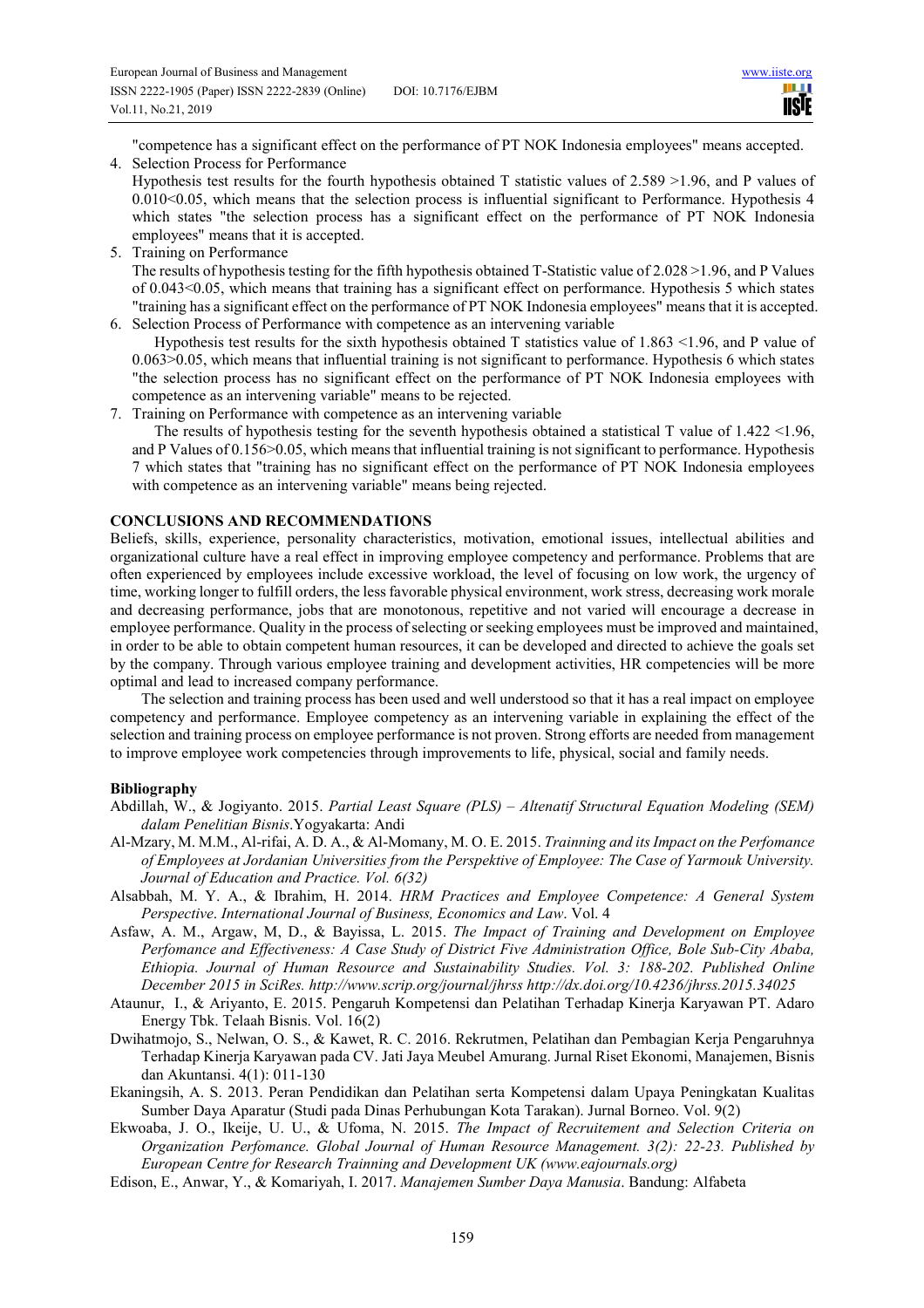"competence has a significant effect on the performance of PT NOK Indonesia employees" means accepted.

4. Selection Process for Performance
   Hypothesis test results for the fourth hypothesis obtained T statistic values of 2.589 >1.96, and P values of 0.010<0.05, which means that the selection process is influential significant to Performance. Hypothesis 4 which states "the selection process has a significant effect on the performance of PT NOK Indonesia employees" means that it is accepted.
5. Training on Performance
   The results of hypothesis testing for the fifth hypothesis obtained T-Statistic value of 2.028 >1.96, and P Values of 0.043<0.05, which means that training has a significant effect on performance. Hypothesis 5 which states "training has a significant effect on the performance of PT NOK Indonesia employees" means that it is accepted.
6. Selection Process of Performance with competence as an intervening variable
   Hypothesis test results for the sixth hypothesis obtained T statistics value of 1.863 <1.96, and P value of 0.063>0.05, which means that influential training is not significant to performance. Hypothesis 6 which states "the selection process has no significant effect on the performance of PT NOK Indonesia employees with competence as an intervening variable" means to be rejected.
7. Training on Performance with competence as an intervening variable
   The results of hypothesis testing for the seventh hypothesis obtained a statistical T value of 1.422 <1.96, and P Values of 0.156>0.05, which means that influential training is not significant to performance. Hypothesis 7 which states that "training has no significant effect on the performance of PT NOK Indonesia employees with competence as an intervening variable" means being rejected.

## CONCLUSIONS AND RECOMMENDATIONS

Beliefs, skills, experience, personality characteristics, motivation, emotional issues, intellectual abilities and organizational culture have a real effect in improving employee competency and performance. Problems that are often experienced by employees include excessive workload, the level of focusing on low work, the urgency of time, working longer to fulfill orders, the less favorable physical environment, work stress, decreasing work morale and decreasing performance, jobs that are monotonous, repetitive and not varied will encourage a decrease in employee performance. Quality in the process of selecting or seeking employees must be improved and maintained, in order to be able to obtain competent human resources, it can be developed and directed to achieve the goals set by the company. Through various employee training and development activities, HR competencies will be more optimal and lead to increased company performance.

The selection and training process has been used and well understood so that it has a real impact on employee competency and performance. Employee competency as an intervening variable in explaining the effect of the selection and training process on employee performance is not proven. Strong efforts are needed from management to improve employee work competencies through improvements to life, physical, social and family needs.

### Bibliography

Abdillah, W., & Jogiyanto. 2015. *Partial Least Square (PLS) – Altenatif Structural Equation Modeling (SEM) dalam Penelitian Bisnis*.Yogyakarta: Andi

Al-Mzary, M. M.M., Al-rifai, A. D. A., & Al-Momany, M. O. E. 2015. *Trainning and its Impact on the Perfomance of Employees at Jordanian Universities from the Perspektive of Employee: The Case of Yarmouk University. Journal of Education and Practice. Vol. 6(32)*

Alsabbah, M. Y. A., & Ibrahim, H. 2014. *HRM Practices and Employee Competence: A General System Perspective*. *International Journal of Business, Economics and Law*. Vol. 4

Asfaw, A. M., Argaw, M, D., & Bayissa, L. 2015. *The Impact of Training and Development on Employee Perfomance and Effectiveness: A Case Study of District Five Administration Office, Bole Sub-City Ababa, Ethiopia. Journal of Human Resource and Sustainability Studies. Vol. 3: 188-202. Published Online December 2015 in SciRes. http://www.scrip.org/journal/jhrss http://dx.doi.org/10.4236/jhrss.2015.34025*

Ataunur, I., & Ariyanto, E. 2015. Pengaruh Kompetensi dan Pelatihan Terhadap Kinerja Karyawan PT. Adaro Energy Tbk. Telaah Bisnis. Vol. 16(2)

Dwihatmojo, S., Nelwan, O. S., & Kawet, R. C. 2016. Rekrutmen, Pelatihan dan Pembagian Kerja Pengaruhnya Terhadap Kinerja Karyawan pada CV. Jati Jaya Meubel Amurang. Jurnal Riset Ekonomi, Manajemen, Bisnis dan Akuntansi. 4(1): 011-130

Ekaningsih, A. S. 2013. Peran Pendidikan dan Pelatihan serta Kompetensi dalam Upaya Peningkatan Kualitas Sumber Daya Aparatur (Studi pada Dinas Perhubungan Kota Tarakan). Jurnal Borneo. Vol. 9(2)

Ekwoaba, J. O., Ikeije, U. U., & Ufoma, N. 2015. *The Impact of Recruitement and Selection Criteria on Organization Perfomance. Global Journal of Human Resource Management. 3(2): 22-23. Published by European Centre for Research Trainning and Development UK (www.eajournals.org)*

Edison, E., Anwar, Y., & Komariyah, I. 2017. *Manajemen Sumber Daya Manusia*. Bandung: Alfabeta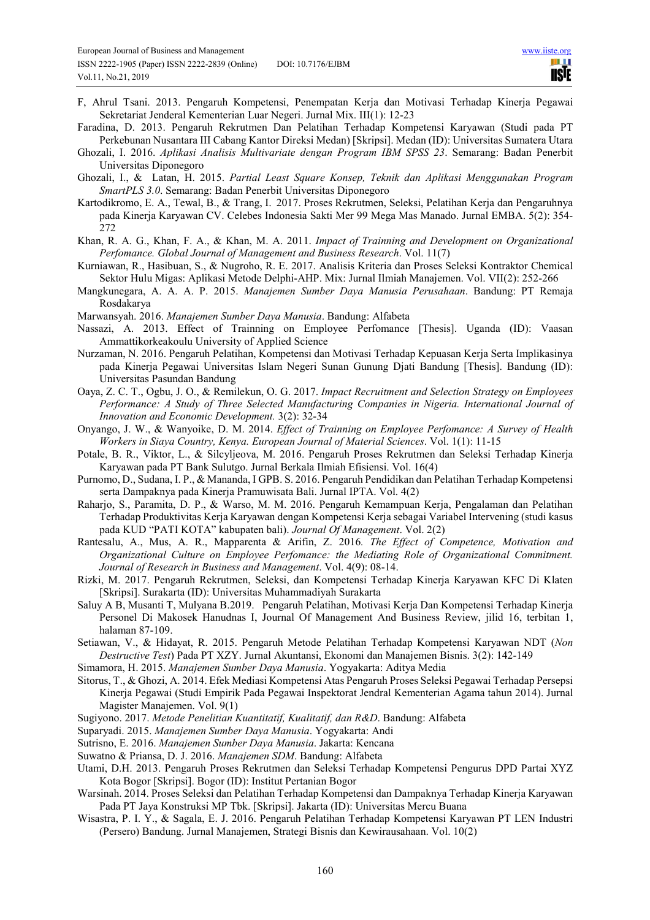F, Ahrul Tsani. 2013. Pengaruh Kompetensi, Penempatan Kerja dan Motivasi Terhadap Kinerja Pegawai Sekretariat Jenderal Kementerian Luar Negeri. Jurnal Mix. III(1): 12-23

Faradina, D. 2013. Pengaruh Rekrutmen Dan Pelatihan Terhadap Kompetensi Karyawan (Studi pada PT Perkebunan Nusantara III Cabang Kantor Direksi Medan) [Skripsi]. Medan (ID): Universitas Sumatera Utara

Ghozali, I. 2016. *Aplikasi Analisis Multivariate dengan Program IBM SPSS 23*. Semarang: Badan Penerbit Universitas Diponegoro

Ghozali, I., & Latan, H. 2015. *Partial Least Square Konsep, Teknik dan Aplikasi Menggunakan Program SmartPLS 3.0*. Semarang: Badan Penerbit Universitas Diponegoro

Kartodikromo, E. A., Tewal, B., & Trang, I. 2017. Proses Rekrutmen, Seleksi, Pelatihan Kerja dan Pengaruhnya pada Kinerja Karyawan CV. Celebes Indonesia Sakti Mer 99 Mega Mas Manado. Jurnal EMBA. 5(2): 354-272

Khan, R. A. G., Khan, F. A., & Khan, M. A. 2011. *Impact of Trainning and Development on Organizational Perfomance. Global Journal of Management and Business Research*. Vol. 11(7)

Kurniawan, R., Hasibuan, S., & Nugroho, R. E. 2017. Analisis Kriteria dan Proses Seleksi Kontraktor Chemical Sektor Hulu Migas: Aplikasi Metode Delphi-AHP. Mix: Jurnal Ilmiah Manajemen. Vol. VII(2): 252-266

Mangkunegara, A. A. A. P. 2015. *Manajemen Sumber Daya Manusia Perusahaan*. Bandung: PT Remaja Rosdakarya

Marwansyah. 2016. *Manajemen Sumber Daya Manusia*. Bandung: Alfabeta

Nassazi, A. 2013. Effect of Trainning on Employee Perfomance [Thesis]. Uganda (ID): Vaasan Ammattikorkeakoulu University of Applied Science

Nurzaman, N. 2016. Pengaruh Pelatihan, Kompetensi dan Motivasi Terhadap Kepuasan Kerja Serta Implikasinya pada Kinerja Pegawai Universitas Islam Negeri Sunan Gunung Djati Bandung [Thesis]. Bandung (ID): Universitas Pasundan Bandung

Oaya, Z. C. T., Ogbu, J. O., & Remilekun, O. G. 2017. *Impact Recruitment and Selection Strategy on Employees Performance: A Study of Three Selected Manufacturing Companies in Nigeria. International Journal of Innovation and Economic Development.* 3(2): 32-34

Onyango, J. W., & Wanyoike, D. M. 2014. *Effect of Trainning on Employee Perfomance: A Survey of Health Workers in Siaya Country, Kenya. European Journal of Material Sciences*. Vol. 1(1): 11-15

Potale, B. R., Viktor, L., & Silcyljeova, M. 2016. Pengaruh Proses Rekrutmen dan Seleksi Terhadap Kinerja Karyawan pada PT Bank Sulutgo. Jurnal Berkala Ilmiah Efisiensi. Vol. 16(4)

Purnomo, D., Sudana, I. P., & Mananda, I GPB. S. 2016. Pengaruh Pendidikan dan Pelatihan Terhadap Kompetensi serta Dampaknya pada Kinerja Pramuwisata Bali. Jurnal IPTA. Vol. 4(2)

Raharjo, S., Paramita, D. P., & Warso, M. M. 2016. Pengaruh Kemampuan Kerja, Pengalaman dan Pelatihan Terhadap Produktivitas Kerja Karyawan dengan Kompetensi Kerja sebagai Variabel Intervening (studi kasus pada KUD "PATI KOTA" kabupaten bali). *Journal Of Management*. Vol. 2(2)

Rantesalu, A., Mus, A. R., Mapparenta & Arifin, Z. 2016*. The Effect of Competence, Motivation and Organizational Culture on Employee Perfomance: the Mediating Role of Organizational Commitment. Journal of Research in Business and Management*. Vol. 4(9): 08-14.

Rizki, M. 2017. Pengaruh Rekrutmen, Seleksi, dan Kompetensi Terhadap Kinerja Karyawan KFC Di Klaten [Skripsi]. Surakarta (ID): Universitas Muhammadiyah Surakarta

Saluy A B, Musanti T, Mulyana B.2019. Pengaruh Pelatihan, Motivasi Kerja Dan Kompetensi Terhadap Kinerja Personel Di Makosek Hanudnas I, Journal Of Management And Business Review, jilid 16, terbitan 1, halaman 87-109.

Setiawan, V., & Hidayat, R. 2015. Pengaruh Metode Pelatihan Terhadap Kompetensi Karyawan NDT (*Non Destructive Test*) Pada PT XZY. Jurnal Akuntansi, Ekonomi dan Manajemen Bisnis. 3(2): 142-149

Simamora, H. 2015. *Manajemen Sumber Daya Manusia*. Yogyakarta: Aditya Media

Sitorus, T., & Ghozi, A. 2014. Efek Mediasi Kompetensi Atas Pengaruh Proses Seleksi Pegawai Terhadap Persepsi Kinerja Pegawai (Studi Empirik Pada Pegawai Inspektorat Jendral Kementerian Agama tahun 2014). Jurnal Magister Manajemen. Vol. 9(1)

Sugiyono. 2017. *Metode Penelitian Kuantitatif, Kualitatif, dan R&D*. Bandung: Alfabeta

Suparyadi. 2015. *Manajemen Sumber Daya Manusia*. Yogyakarta: Andi

Sutrisno, E. 2016. *Manajemen Sumber Daya Manusia*. Jakarta: Kencana

Suwatno & Priansa, D. J. 2016. *Manajemen SDM*. Bandung: Alfabeta

Utami, D.H. 2013. Pengaruh Proses Rekrutmen dan Seleksi Terhadap Kompetensi Pengurus DPD Partai XYZ Kota Bogor [Skripsi]. Bogor (ID): Institut Pertanian Bogor

Warsinah. 2014. Proses Seleksi dan Pelatihan Terhadap Kompetensi dan Dampaknya Terhadap Kinerja Karyawan Pada PT Jaya Konstruksi MP Tbk. [Skripsi]. Jakarta (ID): Universitas Mercu Buana

Wisastra, P. I. Y., & Sagala, E. J. 2016. Pengaruh Pelatihan Terhadap Kompetensi Karyawan PT LEN Industri (Persero) Bandung. Jurnal Manajemen, Strategi Bisnis dan Kewirausahaan. Vol. 10(2)